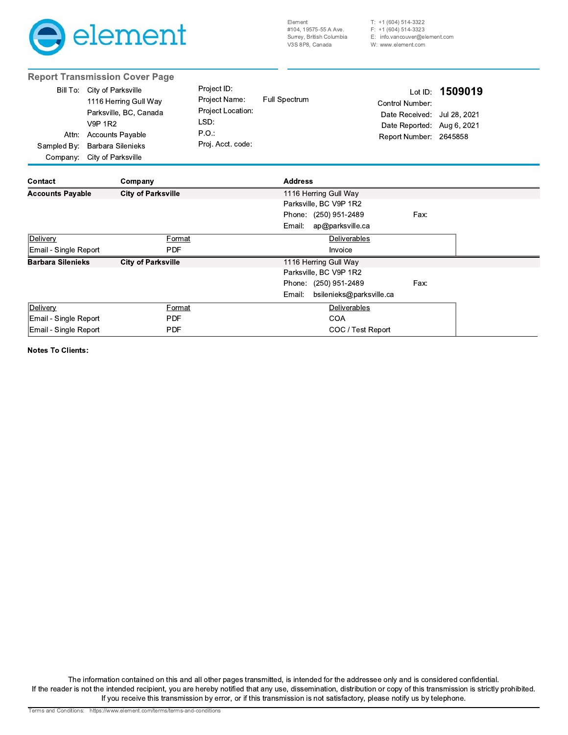element

Element
#104, 19575-55 A Ave.
Surrey, British Columbia
V3S 8P8, Canada

T: +1 (604) 514-3322
F: +1 (604) 514-3323
E: info.vancouver@element.com
W: www.element.com

## Report Transmission Cover Page

| | | | | | |
|---|---|---|---|---|---|
| Bill To: | City of Parksville | Project ID: | | Lot ID: | **1509019** |
| | 1116 Herring Gull Way | Project Name: | Full Spectrum | Control Number: | |
| | Parksville, BC, Canada | Project Location: | | Date Received: | Jul 28, 2021 |
| | V9P 1R2 | LSD: | | Date Reported: | Aug 6, 2021 |
| Attn: | Accounts Payable | P.O.: | | Report Number: | 2645858 |
| Sampled By: | Barbara Silenieks | Proj. Acct. code: | | | |
| Company: | City of Parksville | | | | |

| Contact | Company | Address |
|---|---|---|
| **Accounts Payable** | **City of Parksville** | 1116 Herring Gull Way<br>Parksville, BC V9P 1R2<br>Phone: (250) 951-2489 Fax:<br>Email: ap@parksville.ca |

| Delivery | Format | Deliverables |
|---|---|---|
| Email - Single Report | PDF | Invoice |

| Contact | Company | Address |
|---|---|---|
| **Barbara Silenieks** | **City of Parksville** | 1116 Herring Gull Way<br>Parksville, BC V9P 1R2<br>Phone: (250) 951-2489 Fax:<br>Email: bsilenieks@parksville.ca |

| Delivery | Format | Deliverables |
|---|---|---|
| Email - Single Report | PDF | COA |
| Email - Single Report | PDF | COC / Test Report |

**Notes To Clients:**

The information contained on this and all other pages transmitted, is intended for the addressee only and is considered confidential. If the reader is not the intended recipient, you are hereby notified that any use, dissemination, distribution or copy of this transmission is strictly prohibited. If you receive this transmission by error, or if this transmission is not satisfactory, please notify us by telephone.

Terms and Conditions: https://www.element.com/terms/terms-and-conditions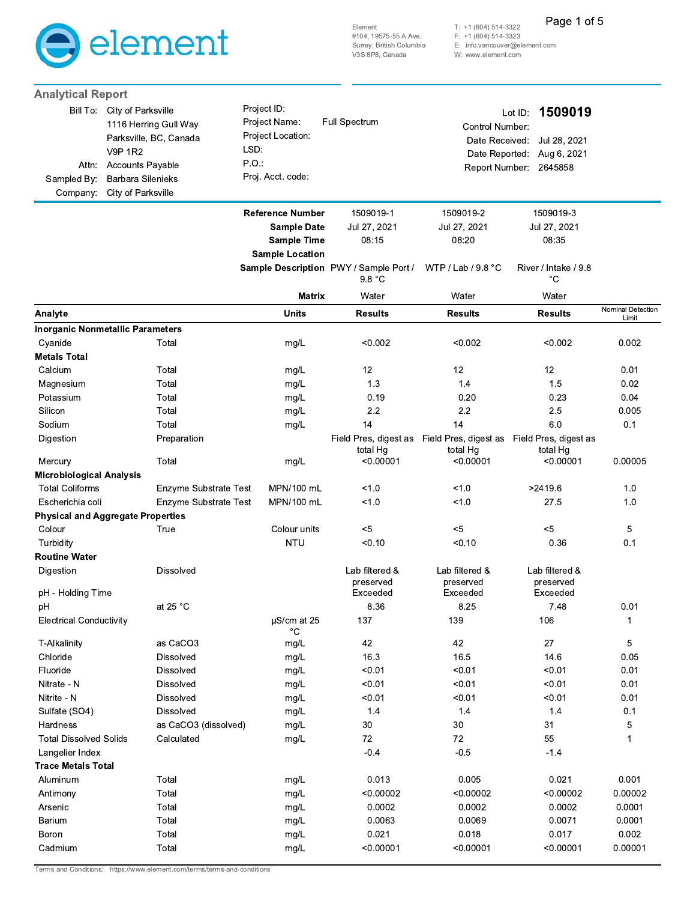element

Element
#104, 19575-55 A Ave.
Surrey, British Columbia
V3S 8P8, Canada

T: +1 (604) 514-3322
F: +1 (604) 514-3323
E: info.vancouver@element.com
W: www.element.com

## Analytical Report

| | | | |
|---|---|---|---|
| Bill To: | City of Parksville<br>1116 Herring Gull Way<br>Parksville, BC, Canada<br>V9P 1R2 | Project ID: | |
| | | Project Name: | Full Spectrum |
| | | Project Location: | |
| | | LSD: | |
| | | P.O.: | |
| Attn: | Accounts Payable | Proj. Acct. code: | |
| Sampled By: | Barbara Silenieks | | |
| Company: | City of Parksville | | |

Lot ID: **1509019**
Control Number:
Date Received: Jul 28, 2021
Date Reported: Aug 6, 2021
Report Number: 2645858

| | | **Reference Number** | 1509019-1 | 1509019-2 | 1509019-3 | |
|---|---|---|---|---|---|---|
| | | **Sample Date** | Jul 27, 2021 | Jul 27, 2021 | Jul 27, 2021 | |
| | | **Sample Time** | 08:15 | 08:20 | 08:35 | |
| | | **Sample Location** | | | | |
| | | **Sample Description** | PWY / Sample Port / 9.8 °C | WTP / Lab / 9.8 °C | River / Intake / 9.8 °C | |
| | | **Matrix** | Water | Water | Water | |
| **Analyte** | | **Units** | **Results** | **Results** | **Results** | Nominal Detection Limit |
| **Inorganic Nonmetallic Parameters** | | | | | | |
| Cyanide | Total | mg/L | <0.002 | <0.002 | <0.002 | 0.002 |
| **Metals Total** | | | | | | |
| Calcium | Total | mg/L | 12 | 12 | 12 | 0.01 |
| Magnesium | Total | mg/L | 1.3 | 1.4 | 1.5 | 0.02 |
| Potassium | Total | mg/L | 0.19 | 0.20 | 0.23 | 0.04 |
| Silicon | Total | mg/L | 2.2 | 2.2 | 2.5 | 0.005 |
| Sodium | Total | mg/L | 14 | 14 | 6.0 | 0.1 |
| Digestion | Preparation | | Field Pres, digest as total Hg | Field Pres, digest as total Hg | Field Pres, digest as total Hg | |
| Mercury | Total | mg/L | <0.00001 | <0.00001 | <0.00001 | 0.00005 |
| **Microbiological Analysis** | | | | | | |
| Total Coliforms | Enzyme Substrate Test | MPN/100 mL | <1.0 | <1.0 | >2419.6 | 1.0 |
| Escherichia coli | Enzyme Substrate Test | MPN/100 mL | <1.0 | <1.0 | 27.5 | 1.0 |
| **Physical and Aggregate Properties** | | | | | | |
| Colour | True | Colour units | <5 | <5 | <5 | 5 |
| Turbidity | | NTU | <0.10 | <0.10 | 0.36 | 0.1 |
| **Routine Water** | | | | | | |
| Digestion | Dissolved | | Lab filtered & preserved | Lab filtered & preserved | Lab filtered & preserved | |
| pH - Holding Time | | | Exceeded | Exceeded | Exceeded | |
| pH | at 25 °C | | 8.36 | 8.25 | 7.48 | 0.01 |
| Electrical Conductivity | | µS/cm at 25 °C | 137 | 139 | 106 | 1 |
| T-Alkalinity | as CaCO3 | mg/L | 42 | 42 | 27 | 5 |
| Chloride | Dissolved | mg/L | 16.3 | 16.5 | 14.6 | 0.05 |
| Fluoride | Dissolved | mg/L | <0.01 | <0.01 | <0.01 | 0.01 |
| Nitrate - N | Dissolved | mg/L | <0.01 | <0.01 | <0.01 | 0.01 |
| Nitrite - N | Dissolved | mg/L | <0.01 | <0.01 | <0.01 | 0.01 |
| Sulfate (SO4) | Dissolved | mg/L | 1.4 | 1.4 | 1.4 | 0.1 |
| Hardness | as CaCO3 (dissolved) | mg/L | 30 | 30 | 31 | 5 |
| Total Dissolved Solids | Calculated | mg/L | 72 | 72 | 55 | 1 |
| Langelier Index | | | -0.4 | -0.5 | -1.4 | |
| **Trace Metals Total** | | | | | | |
| Aluminum | Total | mg/L | 0.013 | 0.005 | 0.021 | 0.001 |
| Antimony | Total | mg/L | <0.00002 | <0.00002 | <0.00002 | 0.00002 |
| Arsenic | Total | mg/L | 0.0002 | 0.0002 | 0.0002 | 0.0001 |
| Barium | Total | mg/L | 0.0063 | 0.0069 | 0.0071 | 0.0001 |
| Boron | Total | mg/L | 0.021 | 0.018 | 0.017 | 0.002 |
| Cadmium | Total | mg/L | <0.00001 | <0.00001 | <0.00001 | 0.00001 |

Terms and Conditions: https://www.element.com/terms/terms-and-conditions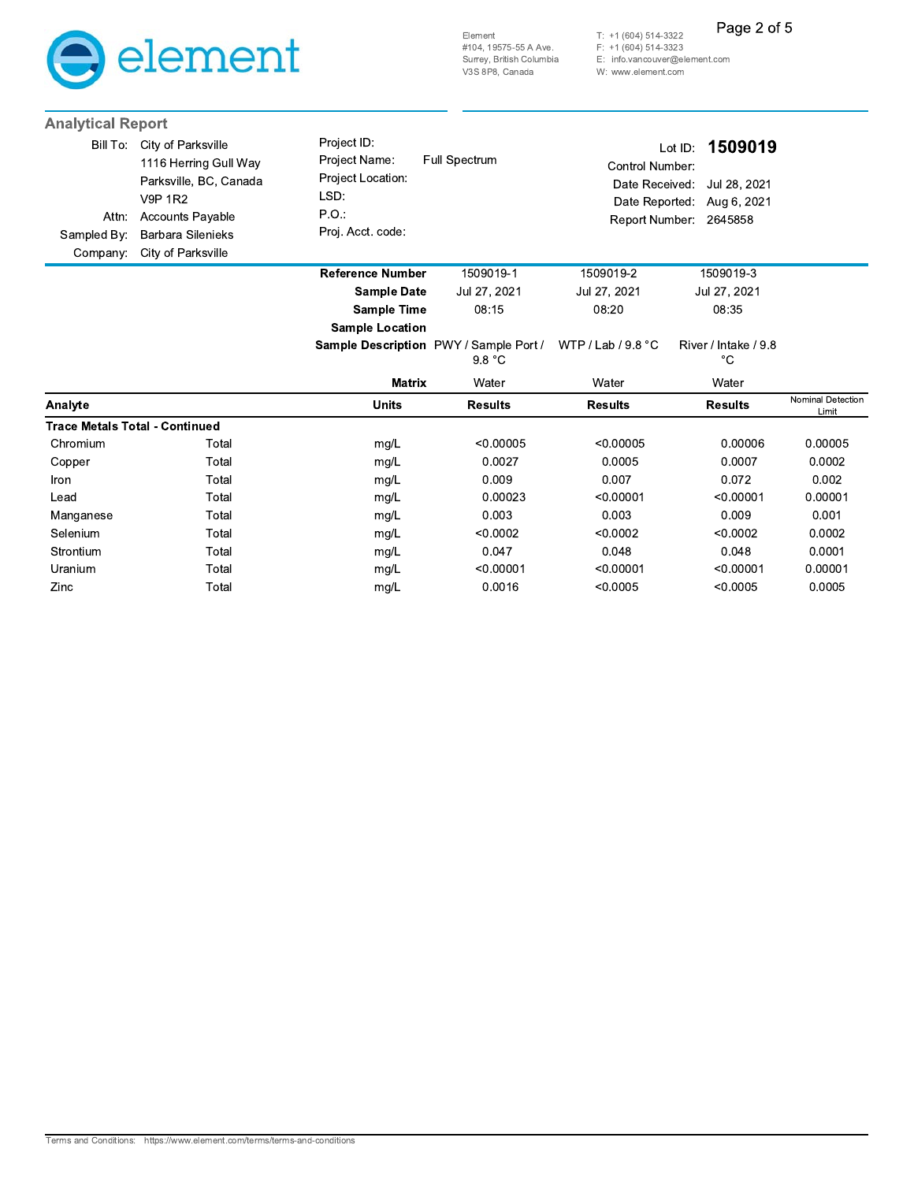## Analytical Report

| | |
|---|---|
| Bill To: | City of Parksville |
| | 1116 Herring Gull Way |
| | Parksville, BC, Canada |
| | V9P 1R2 |
| Attn: | Accounts Payable |
| Sampled By: | Barbara Silenieks |
| Company: | City of Parksville |

| | |
|---|---|
| Project ID: | |
| Project Name: | Full Spectrum |
| Project Location: | |
| LSD: | |
| P.O.: | |
| Proj. Acct. code: | |

| | |
|---|---|
| Lot ID: | **1509019** |
| Control Number: | |
| Date Received: | Jul 28, 2021 |
| Date Reported: | Aug 6, 2021 |
| Report Number: | 2645858 |

| | | **Reference Number** | 1509019-1 | 1509019-2 | 1509019-3 | |
|---|---|---|---|---|---|---|
| | | **Sample Date** | Jul 27, 2021 | Jul 27, 2021 | Jul 27, 2021 | |
| | | **Sample Time** | 08:15 | 08:20 | 08:35 | |
| | | **Sample Location** | | | | |
| | | **Sample Description** | PWY / Sample Port / 9.8 °C | WTP / Lab / 9.8 °C | River / Intake / 9.8 °C | |
| | | **Matrix** | Water | Water | Water | |
| **Analyte** | | **Units** | **Results** | **Results** | **Results** | Nominal Detection Limit |
| **Trace Metals Total - Continued** | | | | | | |
| Chromium | Total | mg/L | <0.00005 | <0.00005 | 0.00006 | 0.00005 |
| Copper | Total | mg/L | 0.0027 | 0.0005 | 0.0007 | 0.0002 |
| Iron | Total | mg/L | 0.009 | 0.007 | 0.072 | 0.002 |
| Lead | Total | mg/L | 0.00023 | <0.00001 | <0.00001 | 0.00001 |
| Manganese | Total | mg/L | 0.003 | 0.003 | 0.009 | 0.001 |
| Selenium | Total | mg/L | <0.0002 | <0.0002 | <0.0002 | 0.0002 |
| Strontium | Total | mg/L | 0.047 | 0.048 | 0.048 | 0.0001 |
| Uranium | Total | mg/L | <0.00001 | <0.00001 | <0.00001 | 0.00001 |
| Zinc | Total | mg/L | 0.0016 | <0.0005 | <0.0005 | 0.0005 |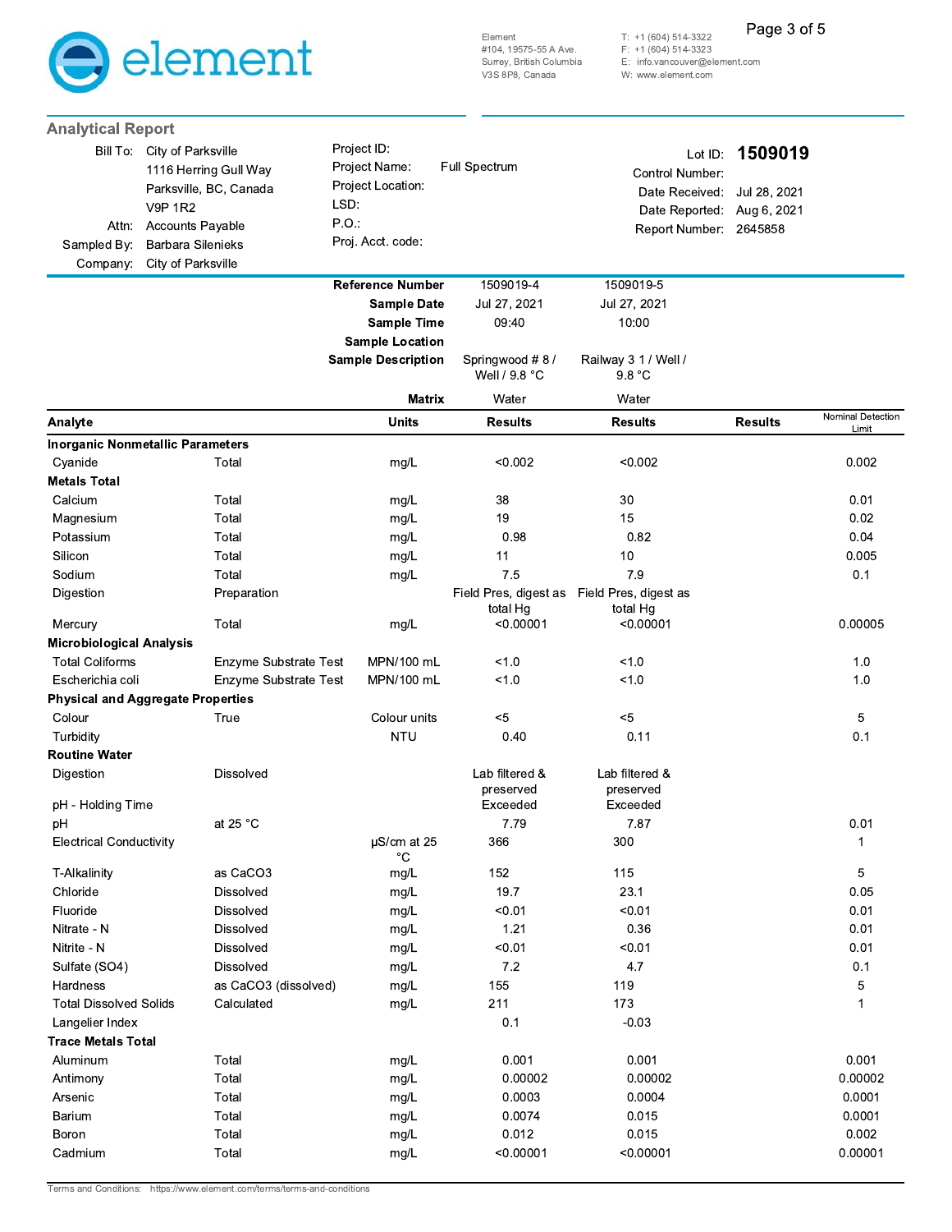element

Element
#104, 19575-55 A Ave.
Surrey, British Columbia
V3S 8P8, Canada

T: +1 (604) 514-3322
F: +1 (604) 514-3323
E: info.vancouver@element.com
W: www.element.com

## Analytical Report

| | | | | | |
|---|---|---|---|---|---|
| Bill To: | City of Parksville | Project ID: | | Lot ID: | **1509019** |
| | 1116 Herring Gull Way | Project Name: | Full Spectrum | Control Number: | |
| | Parksville, BC, Canada | Project Location: | | Date Received: | Jul 28, 2021 |
| | V9P 1R2 | LSD: | | Date Reported: | Aug 6, 2021 |
| Attn: | Accounts Payable | P.O.: | | Report Number: | 2645858 |
| Sampled By: | Barbara Silenieks | Proj. Acct. code: | | | |
| Company: | City of Parksville | | | | |

| | | **Reference Number** | 1509019-4 | 1509019-5 | | |
|---|---|---|---|---|---|---|
| | | **Sample Date** | Jul 27, 2021 | Jul 27, 2021 | | |
| | | **Sample Time** | 09:40 | 10:00 | | |
| | | **Sample Location** | | | | |
| | | **Sample Description** | Springwood # 8 / Well / 9.8 °C | Railway 3 1 / Well / 9.8 °C | | |
| | | **Matrix** | Water | Water | | |
| **Analyte** | | **Units** | **Results** | **Results** | **Results** | Nominal Detection Limit |
| **Inorganic Nonmetallic Parameters** | | | | | | |
| Cyanide | Total | mg/L | <0.002 | <0.002 | | 0.002 |
| **Metals Total** | | | | | | |
| Calcium | Total | mg/L | 38 | 30 | | 0.01 |
| Magnesium | Total | mg/L | 19 | 15 | | 0.02 |
| Potassium | Total | mg/L | 0.98 | 0.82 | | 0.04 |
| Silicon | Total | mg/L | 11 | 10 | | 0.005 |
| Sodium | Total | mg/L | 7.5 | 7.9 | | 0.1 |
| Digestion | Preparation | | Field Pres, digest as total Hg | Field Pres, digest as total Hg | | |
| Mercury | Total | mg/L | <0.00001 | <0.00001 | | 0.00005 |
| **Microbiological Analysis** | | | | | | |
| Total Coliforms | Enzyme Substrate Test | MPN/100 mL | <1.0 | <1.0 | | 1.0 |
| Escherichia coli | Enzyme Substrate Test | MPN/100 mL | <1.0 | <1.0 | | 1.0 |
| **Physical and Aggregate Properties** | | | | | | |
| Colour | True | Colour units | <5 | <5 | | 5 |
| Turbidity | | NTU | 0.40 | 0.11 | | 0.1 |
| **Routine Water** | | | | | | |
| Digestion | Dissolved | | Lab filtered & preserved | Lab filtered & preserved | | |
| pH - Holding Time | | | Exceeded | Exceeded | | |
| pH | at 25 °C | | 7.79 | 7.87 | | 0.01 |
| Electrical Conductivity | | µS/cm at 25 °C | 366 | 300 | | 1 |
| T-Alkalinity | as CaCO3 | mg/L | 152 | 115 | | 5 |
| Chloride | Dissolved | mg/L | 19.7 | 23.1 | | 0.05 |
| Fluoride | Dissolved | mg/L | <0.01 | <0.01 | | 0.01 |
| Nitrate - N | Dissolved | mg/L | 1.21 | 0.36 | | 0.01 |
| Nitrite - N | Dissolved | mg/L | <0.01 | <0.01 | | 0.01 |
| Sulfate (SO4) | Dissolved | mg/L | 7.2 | 4.7 | | 0.1 |
| Hardness | as CaCO3 (dissolved) | mg/L | 155 | 119 | | 5 |
| Total Dissolved Solids | Calculated | mg/L | 211 | 173 | | 1 |
| Langelier Index | | | 0.1 | -0.03 | | |
| **Trace Metals Total** | | | | | | |
| Aluminum | Total | mg/L | 0.001 | 0.001 | | 0.001 |
| Antimony | Total | mg/L | 0.00002 | 0.00002 | | 0.00002 |
| Arsenic | Total | mg/L | 0.0003 | 0.0004 | | 0.0001 |
| Barium | Total | mg/L | 0.0074 | 0.015 | | 0.0001 |
| Boron | Total | mg/L | 0.012 | 0.015 | | 0.002 |
| Cadmium | Total | mg/L | <0.00001 | <0.00001 | | 0.00001 |

Terms and Conditions: https://www.element.com/terms/terms-and-conditions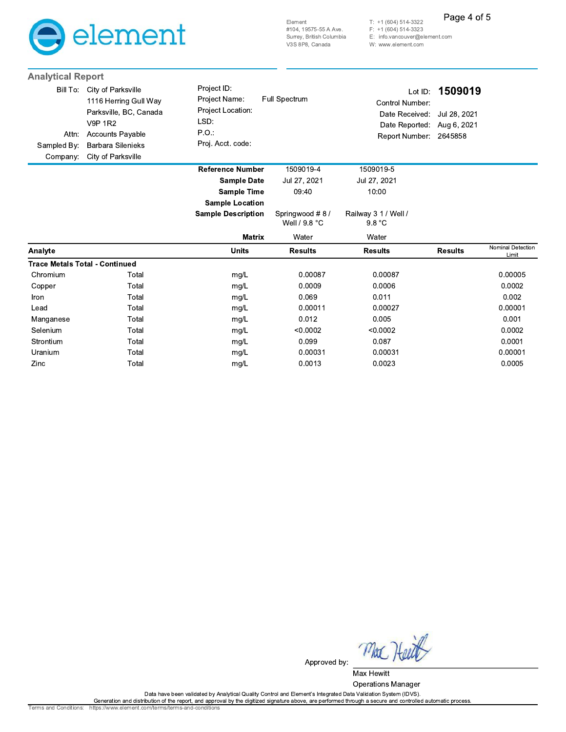element

Element
#104, 19575-55 A Ave.
Surrey, British Columbia
V3S 8P8, Canada

T: +1 (604) 514-3322
F: +1 (604) 514-3323
E: info.vancouver@element.com
W: www.element.com

## Analytical Report

| | | | | | |
|---|---|---|---|---|---|
| Bill To: | City of Parksville | Project ID: | | Lot ID: | **1509019** |
| | 1116 Herring Gull Way | Project Name: | Full Spectrum | Control Number: | |
| | Parksville, BC, Canada | Project Location: | | Date Received: | Jul 28, 2021 |
| | V9P 1R2 | LSD: | | Date Reported: | Aug 6, 2021 |
| Attn: | Accounts Payable | P.O.: | | Report Number: | 2645858 |
| Sampled By: | Barbara Silenieks | Proj. Acct. code: | | | |
| Company: | City of Parksville | | | | |

| | | | | | | |
|---|---|---|---|---|---|---|
| | | **Reference Number** | 1509019-4 | 1509019-5 | | |
| | | **Sample Date** | Jul 27, 2021 | Jul 27, 2021 | | |
| | | **Sample Time** | 09:40 | 10:00 | | |
| | | **Sample Location** | | | | |
| | | **Sample Description** | Springwood # 8 / Well / 9.8 °C | Railway 3 1 / Well / 9.8 °C | | |
| | | **Matrix** | Water | Water | | |
| **Analyte** | | **Units** | **Results** | **Results** | **Results** | Nominal Detection Limit |
| **Trace Metals Total - Continued** | | | | | | |
| Chromium | Total | mg/L | 0.00087 | 0.00087 | | 0.00005 |
| Copper | Total | mg/L | 0.0009 | 0.0006 | | 0.0002 |
| Iron | Total | mg/L | 0.069 | 0.011 | | 0.002 |
| Lead | Total | mg/L | 0.00011 | 0.00027 | | 0.00001 |
| Manganese | Total | mg/L | 0.012 | 0.005 | | 0.001 |
| Selenium | Total | mg/L | <0.0002 | <0.0002 | | 0.0002 |
| Strontium | Total | mg/L | 0.099 | 0.087 | | 0.0001 |
| Uranium | Total | mg/L | 0.00031 | 0.00031 | | 0.00001 |
| Zinc | Total | mg/L | 0.0013 | 0.0023 | | 0.0005 |

Approved by:

Max Hewitt
Operations Manager

Data have been validated by Analytical Quality Control and Element's Integrated Data Validation System (IDVS).
Generation and distribution of the report, and approval by the digitized signature above, are performed through a secure and controlled automatic process.

Terms and Conditions: https://www.element.com/terms/terms-and-conditions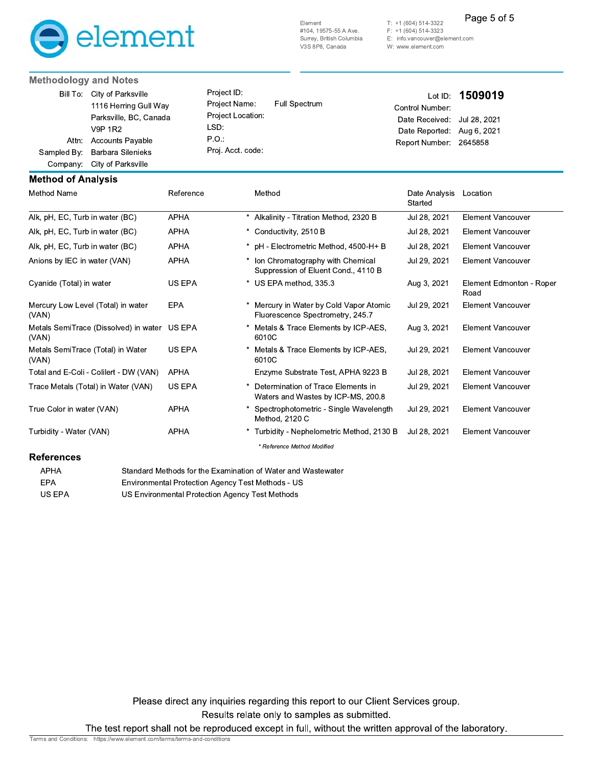element

Element
#104, 19575-55 A Ave.
Surrey, British Columbia
V3S 8P8, Canada

T: +1 (604) 514-3322
F: +1 (604) 514-3323
E: info.vancouver@element.com
W: www.element.com

## Methodology and Notes

| | | | | | |
|---|---|---|---|---|---|
| Bill To: | City of Parksville | Project ID: | | Lot ID: | **1509019** |
| | 1116 Herring Gull Way | Project Name: | Full Spectrum | Control Number: | |
| | Parksville, BC, Canada | Project Location: | | Date Received: | Jul 28, 2021 |
| | V9P 1R2 | LSD: | | Date Reported: | Aug 6, 2021 |
| Attn: | Accounts Payable | P.O.: | | Report Number: | 2645858 |
| Sampled By: | Barbara Silenieks | Proj. Acct. code: | | | |
| Company: | City of Parksville | | | | |

### Method of Analysis

| Method Name | Reference | | Method | Date Analysis Started | Location |
|---|---|---|---|---|---|
| Alk, pH, EC, Turb in water (BC) | APHA | * | Alkalinity - Titration Method, 2320 B | Jul 28, 2021 | Element Vancouver |
| Alk, pH, EC, Turb in water (BC) | APHA | * | Conductivity, 2510 B | Jul 28, 2021 | Element Vancouver |
| Alk, pH, EC, Turb in water (BC) | APHA | * | pH - Electrometric Method, 4500-H+ B | Jul 28, 2021 | Element Vancouver |
| Anions by IEC in water (VAN) | APHA | * | Ion Chromatography with Chemical Suppression of Eluent Cond., 4110 B | Jul 29, 2021 | Element Vancouver |
| Cyanide (Total) in water | US EPA | * | US EPA method, 335.3 | Aug 3, 2021 | Element Edmonton - Roper Road |
| Mercury Low Level (Total) in water (VAN) | EPA | * | Mercury in Water by Cold Vapor Atomic Fluorescence Spectrometry, 245.7 | Jul 29, 2021 | Element Vancouver |
| Metals SemiTrace (Dissolved) in water (VAN) | US EPA | * | Metals & Trace Elements by ICP-AES, 6010C | Aug 3, 2021 | Element Vancouver |
| Metals SemiTrace (Total) in Water (VAN) | US EPA | * | Metals & Trace Elements by ICP-AES, 6010C | Jul 29, 2021 | Element Vancouver |
| Total and E-Coli - Colilert - DW (VAN) | APHA | | Enzyme Substrate Test, APHA 9223 B | Jul 28, 2021 | Element Vancouver |
| Trace Metals (Total) in Water (VAN) | US EPA | * | Determination of Trace Elements in Waters and Wastes by ICP-MS, 200.8 | Jul 29, 2021 | Element Vancouver |
| True Color in water (VAN) | APHA | * | Spectrophotometric - Single Wavelength Method, 2120 C | Jul 29, 2021 | Element Vancouver |
| Turbidity - Water (VAN) | APHA | * | Turbidity - Nephelometric Method, 2130 B | Jul 28, 2021 | Element Vancouver |

*\* Reference Method Modified*

### References

| | |
|---|---|
| APHA | Standard Methods for the Examination of Water and Wastewater |
| EPA | Environmental Protection Agency Test Methods - US |
| US EPA | US Environmental Protection Agency Test Methods |

Please direct any inquiries regarding this report to our Client Services group.
Results relate only to samples as submitted.
The test report shall not be reproduced except in full, without the written approval of the laboratory.

Terms and Conditions: https://www.element.com/terms/terms-and-conditions